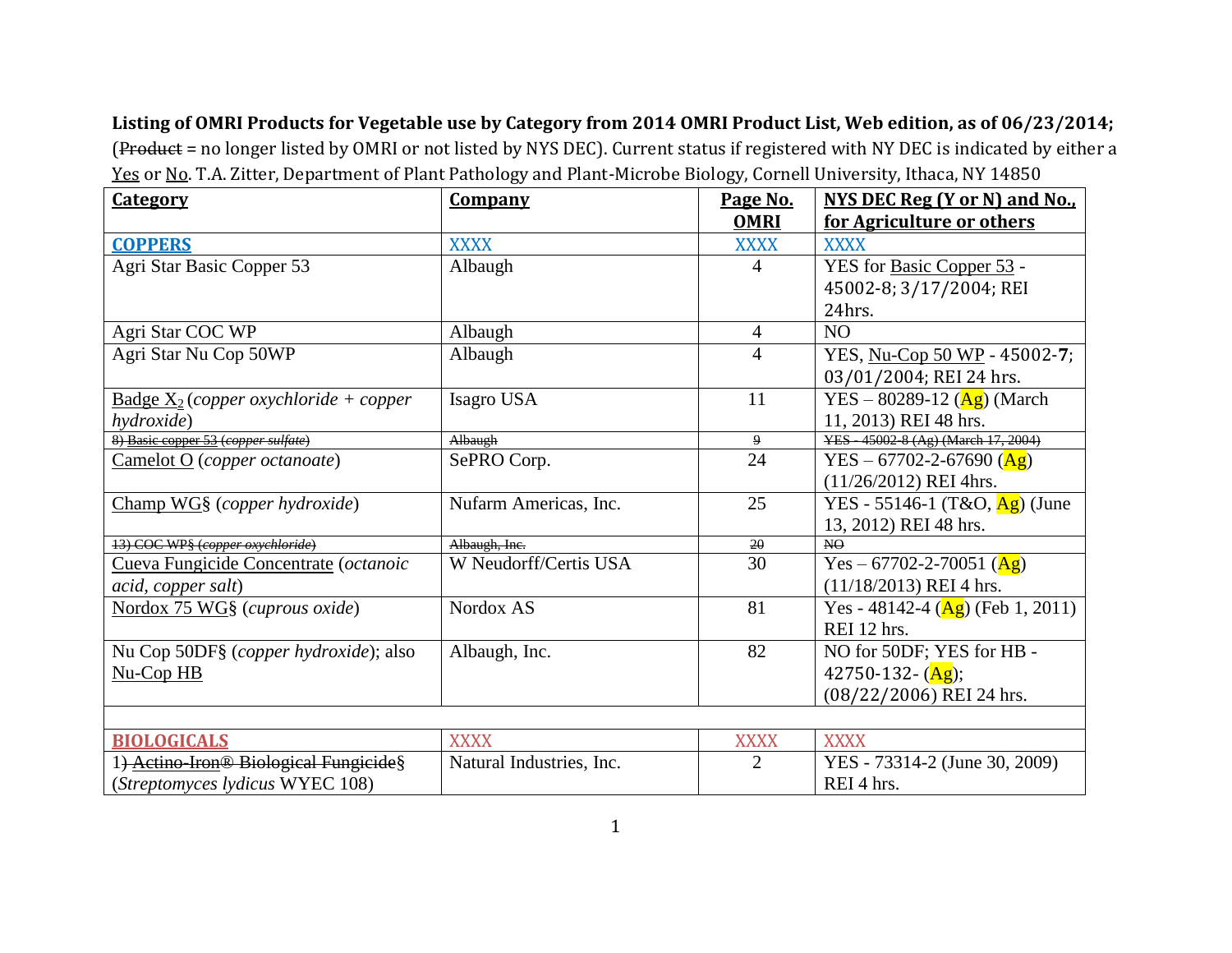**Listing of OMRI Products for Vegetable use by Category from 2014 OMRI Product List, Web edition, as of 06/23/2014;** (~~Product~~ = no longer listed by OMRI or not listed by NYS DEC). Current status if registered with NY DEC is indicated by either a Yes or No. T.A. Zitter, Department of Plant Pathology and Plant-Microbe Biology, Cornell University, Ithaca, NY 14850

| **Category** | **Company** | **Page No. OMRI** | **NYS DEC Reg (Y or N) and No., for Agriculture or others** |
|---|---|---|---|
| **COPPERS** | XXXX | XXXX | XXXX |
| Agri Star Basic Copper 53 | Albaugh | 4 | YES for Basic Copper 53 - 45002-8; 3/17/2004; REI 24hrs. |
| Agri Star COC WP | Albaugh | 4 | NO |
| Agri Star Nu Cop 50WP | Albaugh | 4 | YES, Nu-Cop 50 WP - 45002-**7**; 03/01/2004; REI 24 hrs. |
| Badge $X_2$ (*copper oxychloride + copper hydroxide*) | Isagro USA | 11 | YES – 80289-12 (Ag) (March 11, 2013) REI 48 hrs. |
| ~~8) Basic copper 53 (*copper sulfate*)~~ | ~~Albaugh~~ | ~~9~~ | ~~YES - 45002-8 (Ag) (March 17, 2004)~~ |
| Camelot O (*copper octanoate*) | SePRO Corp. | 24 | YES – 67702-2-67690 (Ag) (11/26/2012) REI 4hrs. |
| Champ WG§ (*copper hydroxide*) | Nufarm Americas, Inc. | 25 | YES - 55146-1 (T&O, Ag) (June 13, 2012) REI 48 hrs. |
| ~~13) COC WP§ (*copper oxychloride*)~~ | ~~Albaugh, Inc.~~ | ~~20~~ | ~~NO~~ |
| Cueva Fungicide Concentrate (*octanoic acid, copper salt*) | W Neudorff/Certis USA | 30 | Yes – 67702-2-70051 (Ag) (11/18/2013) REI 4 hrs. |
| Nordox 75 WG§ (*cuprous oxide*) | Nordox AS | 81 | Yes - 48142-4 (Ag) (Feb 1, 2011) REI 12 hrs. |
| Nu Cop 50DF§ (*copper hydroxide*); also Nu-Cop HB | Albaugh, Inc. | 82 | NO for 50DF; YES for HB - 42750-132- (Ag); (08/22/2006) REI 24 hrs. |
| | | | |
| **BIOLOGICALS** | XXXX | XXXX | XXXX |
| 1) ~~Actino-Iron® Biological Fungicide~~§ (*Streptomyces lydicus* WYEC 108) | Natural Industries, Inc. | 2 | YES - 73314-2 (June 30, 2009) REI 4 hrs. |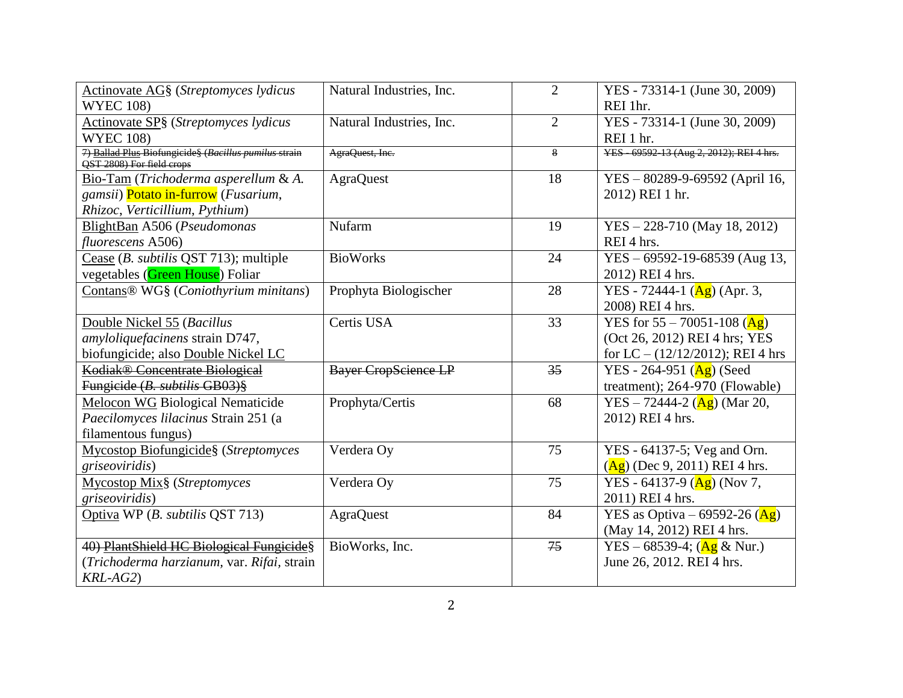| | | | |
|---|---|---|---|
| Actinovate AG§ (*Streptomyces lydicus* WYEC 108) | Natural Industries, Inc. | 2 | YES - 73314-1 (June 30, 2009) REI 1hr. |
| Actinovate SP§ (*Streptomyces lydicus* WYEC 108) | Natural Industries, Inc. | 2 | YES - 73314-1 (June 30, 2009) REI 1 hr. |
| ~~7) Ballad Plus Biofungicide§ (*Bacillus pumilus* strain QST 2808) For field crops~~ | ~~AgraQuest, Inc.~~ | ~~8~~ | ~~YES - 69592-13 (Aug 2, 2012); REI 4 hrs.~~ |
| Bio-Tam (*Trichoderma asperellum* & *A. gamsii*) Potato in-furrow (*Fusarium*, *Rhizoc*, *Verticillium*, *Pythium*) | AgraQuest | 18 | YES – 80289-9-69592 (April 16, 2012) REI 1 hr. |
| BlightBan A506 (*Pseudomonas fluorescens* A506) | Nufarm | 19 | YES – 228-710 (May 18, 2012) REI 4 hrs. |
| Cease (*B. subtilis* QST 713); multiple vegetables (Green House) Foliar | BioWorks | 24 | YES – 69592-19-68539 (Aug 13, 2012) REI 4 hrs. |
| Contans® WG§ (*Coniothyrium minitans*) | Prophyta Biologischer | 28 | YES - 72444-1 (Ag) (Apr. 3, 2008) REI 4 hrs. |
| Double Nickel 55 (*Bacillus amyloliquefacinens* strain D747, biofungicide; also Double Nickel LC | Certis USA | 33 | YES for 55 – 70051-108 (Ag) (Oct 26, 2012) REI 4 hrs; YES for LC – (12/12/2012); REI 4 hrs |
| ~~Kodiak® Concentrate Biological Fungicide (*B. subtilis* GB03)§~~ | ~~Bayer CropScience LP~~ | ~~35~~ | YES - 264-951 (Ag) (Seed treatment); 264-970 (Flowable) |
| Melocon WG Biological Nematicide *Paecilomyces lilacinus* Strain 251 (a filamentous fungus) | Prophyta/Certis | 68 | YES – 72444-2 (Ag) (Mar 20, 2012) REI 4 hrs. |
| Mycostop Biofungicide§ (*Streptomyces griseoviridis*) | Verdera Oy | 75 | YES - 64137-5; Veg and Orn. (Ag) (Dec 9, 2011) REI 4 hrs. |
| Mycostop Mix§ (*Streptomyces griseoviridis*) | Verdera Oy | 75 | YES - 64137-9 (Ag) (Nov 7, 2011) REI 4 hrs. |
| Optiva WP (*B. subtilis* QST 713) | AgraQuest | 84 | YES as Optiva – 69592-26 (Ag) (May 14, 2012) REI 4 hrs. |
| ~~40) PlantShield HC Biological Fungicide~~§ (*Trichoderma harzianum*, var. *Rifai*, strain *KRL-AG2*) | BioWorks, Inc. | ~~75~~ | YES – 68539-4; (Ag & Nur.) June 26, 2012. REI 4 hrs. |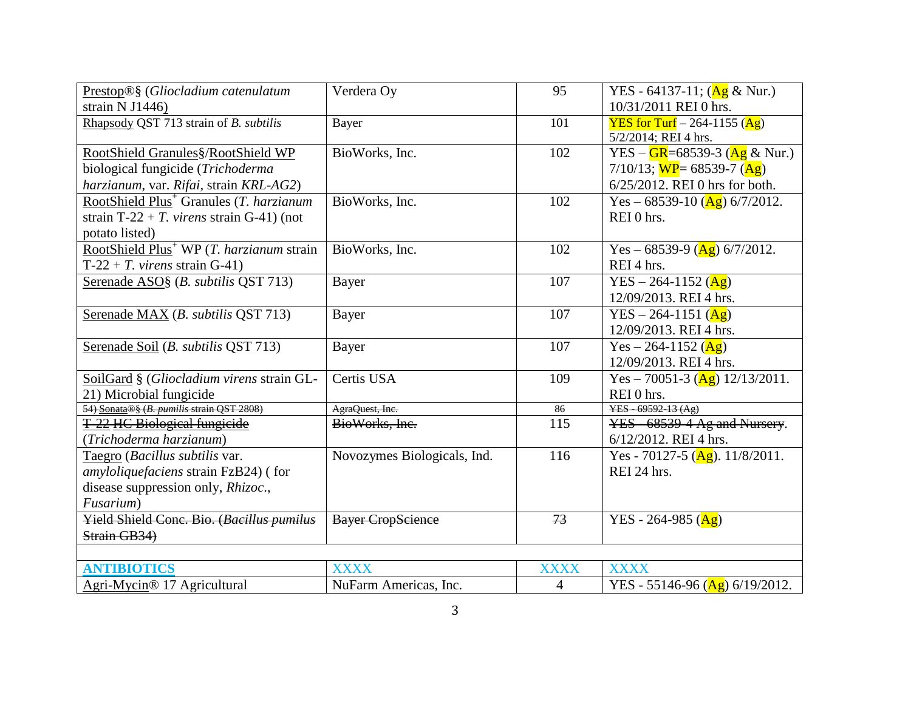| | | | |
|---|---|---|---|
| Prestop®§ (*Gliocladium catenulatum* strain N J1446) | Verdera Oy | 95 | YES - 64137-11; (Ag & Nur.) 10/31/2011 REI 0 hrs. |
| Rhapsody QST 713 strain of *B. subtilis* | Bayer | 101 | YES for Turf – 264-1155 (Ag) 5/2/2014; REI 4 hrs. |
| RootShield Granules§/RootShield WP biological fungicide (*Trichoderma harzianum*, var. *Rifai*, strain *KRL-AG2*) | BioWorks, Inc. | 102 | YES – GR=68539-3 (Ag & Nur.) 7/10/13; WP= 68539-7 (Ag) 6/25/2012. REI 0 hrs for both. |
| RootShield Plus+ Granules (*T. harzianum* strain T-22 + *T. virens* strain G-41) (not potato listed) | BioWorks, Inc. | 102 | Yes – 68539-10 (Ag) 6/7/2012. REI 0 hrs. |
| RootShield Plus+ WP (*T. harzianum* strain T-22 + *T. virens* strain G-41) | BioWorks, Inc. | 102 | Yes – 68539-9 (Ag) 6/7/2012. REI 4 hrs. |
| Serenade ASO§ (*B. subtilis* QST 713) | Bayer | 107 | YES – 264-1152 (Ag) 12/09/2013. REI 4 hrs. |
| Serenade MAX (*B. subtilis* QST 713) | Bayer | 107 | YES – 264-1151 (Ag) 12/09/2013. REI 4 hrs. |
| Serenade Soil (*B. subtilis* QST 713) | Bayer | 107 | Yes – 264-1152 (Ag) 12/09/2013. REI 4 hrs. |
| SoilGard § (*Gliocladium virens* strain GL-21) Microbial fungicide | Certis USA | 109 | Yes – 70051-3 (Ag) 12/13/2011. REI 0 hrs. |
| ~~54) Sonata®§ (*B. pumilis* strain QST 2808)~~ | ~~AgraQuest, Inc.~~ | ~~86~~ | ~~YES - 69592-13 (Ag)~~ |
| ~~T-22 HC Biological fungicide~~ (*Trichoderma harzianum*) | ~~BioWorks, Inc.~~ | 115 | ~~YES - 68539-4 Ag and Nursery~~. 6/12/2012. REI 4 hrs. |
| Taegro (*Bacillus subtilis* var. *amyloliquefaciens* strain FzB24) ( for disease suppression only, *Rhizoc.*, *Fusarium*) | Novozymes Biologicals, Ind. | 116 | Yes - 70127-5 (Ag). 11/8/2011. REI 24 hrs. |
| ~~Yield Shield Conc. Bio. (*Bacillus pumilus* Strain GB34)~~ | ~~Bayer CropScience~~ | ~~73~~ | YES - 264-985 (Ag) |
| | | | |
| **ANTIBIOTICS** | XXXX | XXXX | XXXX |
| Agri-Mycin® 17 Agricultural | NuFarm Americas, Inc. | 4 | YES - 55146-96 (Ag) 6/19/2012. |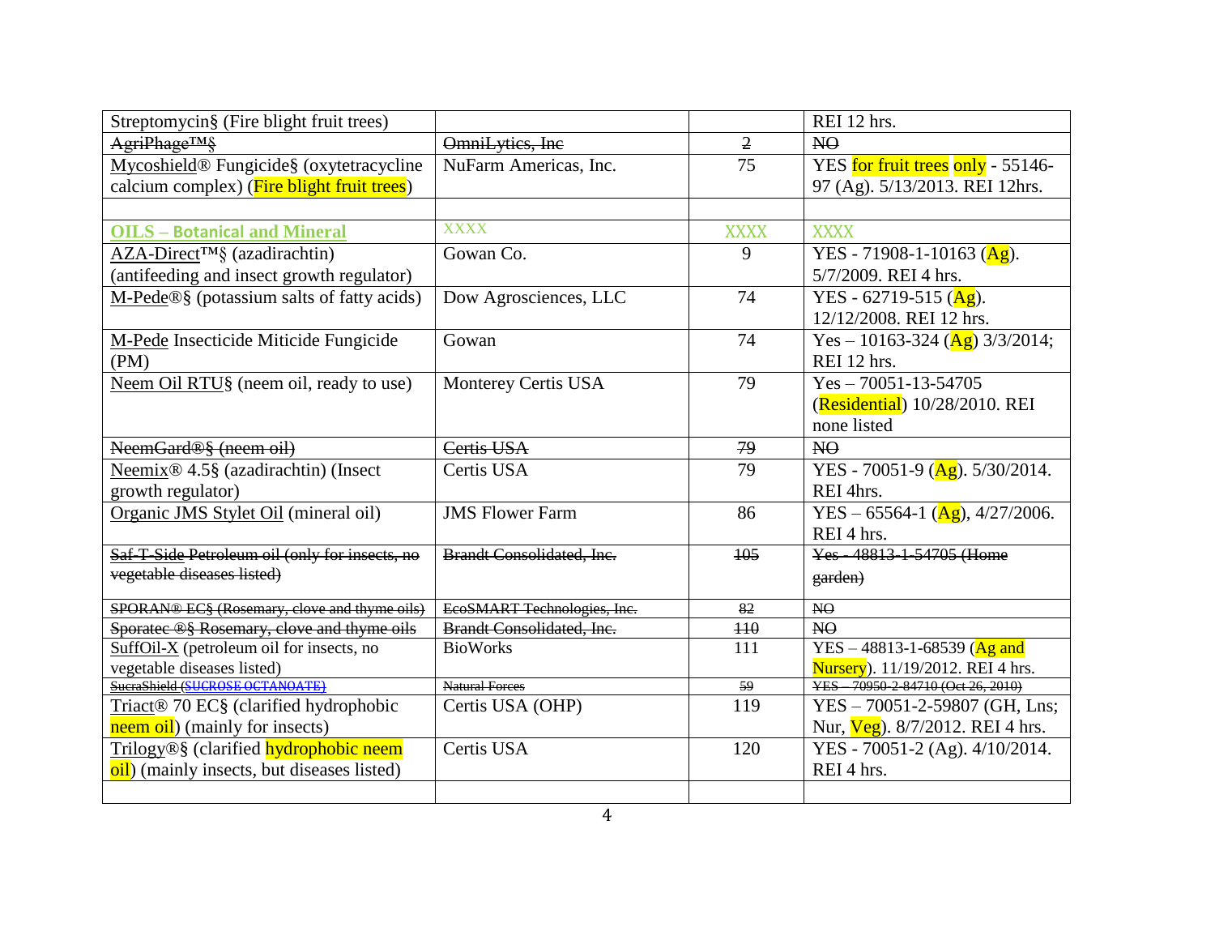| | | | |
|---|---|---|---|
| Streptomycin§ (Fire blight fruit trees) | | | REI 12 hrs. |
| ~~AgriPhage™§~~ | ~~OmniLytics, Inc~~ | ~~2~~ | ~~NO~~ |
| Mycoshield® Fungicide§ (oxytetracycline calcium complex) (Fire blight fruit trees) | NuFarm Americas, Inc. | 75 | YES for fruit trees only - 55146-97 (Ag). 5/13/2013. REI 12hrs. |
| | | | |
| **OILS – Botanical and Mineral** | XXXX | XXXX | XXXX |
| AZA-Direct™§ (azadirachtin) (antifeeding and insect growth regulator) | Gowan Co. | 9 | YES - 71908-1-10163 (Ag). 5/7/2009. REI 4 hrs. |
| M-Pede®§ (potassium salts of fatty acids) | Dow Agrosciences, LLC | 74 | YES - 62719-515 (Ag). 12/12/2008. REI 12 hrs. |
| M-Pede Insecticide Miticide Fungicide (PM) | Gowan | 74 | Yes – 10163-324 (Ag) 3/3/2014; REI 12 hrs. |
| Neem Oil RTU§ (neem oil, ready to use) | Monterey Certis USA | 79 | Yes – 70051-13-54705 (Residential) 10/28/2010. REI none listed |
| ~~NeemGard®§ (neem oil)~~ | ~~Certis USA~~ | ~~79~~ | ~~NO~~ |
| Neemix® 4.5§ (azadirachtin) (Insect growth regulator) | Certis USA | 79 | YES - 70051-9 (Ag). 5/30/2014. REI 4hrs. |
| Organic JMS Stylet Oil (mineral oil) | JMS Flower Farm | 86 | YES – 65564-1 (Ag), 4/27/2006. REI 4 hrs. |
| ~~Saf-T-Side Petroleum oil (only for insects, no vegetable diseases listed)~~ | ~~Brandt Consolidated, Inc.~~ | ~~105~~ | ~~Yes - 48813-1-54705 (Home garden)~~ |
| ~~SPORAN® EC§ (Rosemary, clove and thyme oils)~~ | ~~EcoSMART Technologies, Inc.~~ | ~~82~~ | ~~NO~~ |
| ~~Sporatec ®§ Rosemary, clove and thyme oils~~ | ~~Brandt Consolidated, Inc.~~ | ~~110~~ | ~~NO~~ |
| SuffOil-X (petroleum oil for insects, no vegetable diseases listed) | BioWorks | 111 | YES – 48813-1-68539 (Ag and Nursery). 11/19/2012. REI 4 hrs. |
| ~~SucraShield (SUCROSE OCTANOATE)~~ | ~~Natural Forces~~ | ~~59~~ | ~~YES – 70950-2-84710 (Oct 26, 2010)~~ |
| Triact® 70 EC§ (clarified hydrophobic neem oil) (mainly for insects) | Certis USA (OHP) | 119 | YES – 70051-2-59807 (GH, Lns; Nur, Veg). 8/7/2012. REI 4 hrs. |
| Trilogy®§ (clarified hydrophobic neem oil) (mainly insects, but diseases listed) | Certis USA | 120 | YES - 70051-2 (Ag). 4/10/2014. REI 4 hrs. |
| | | | |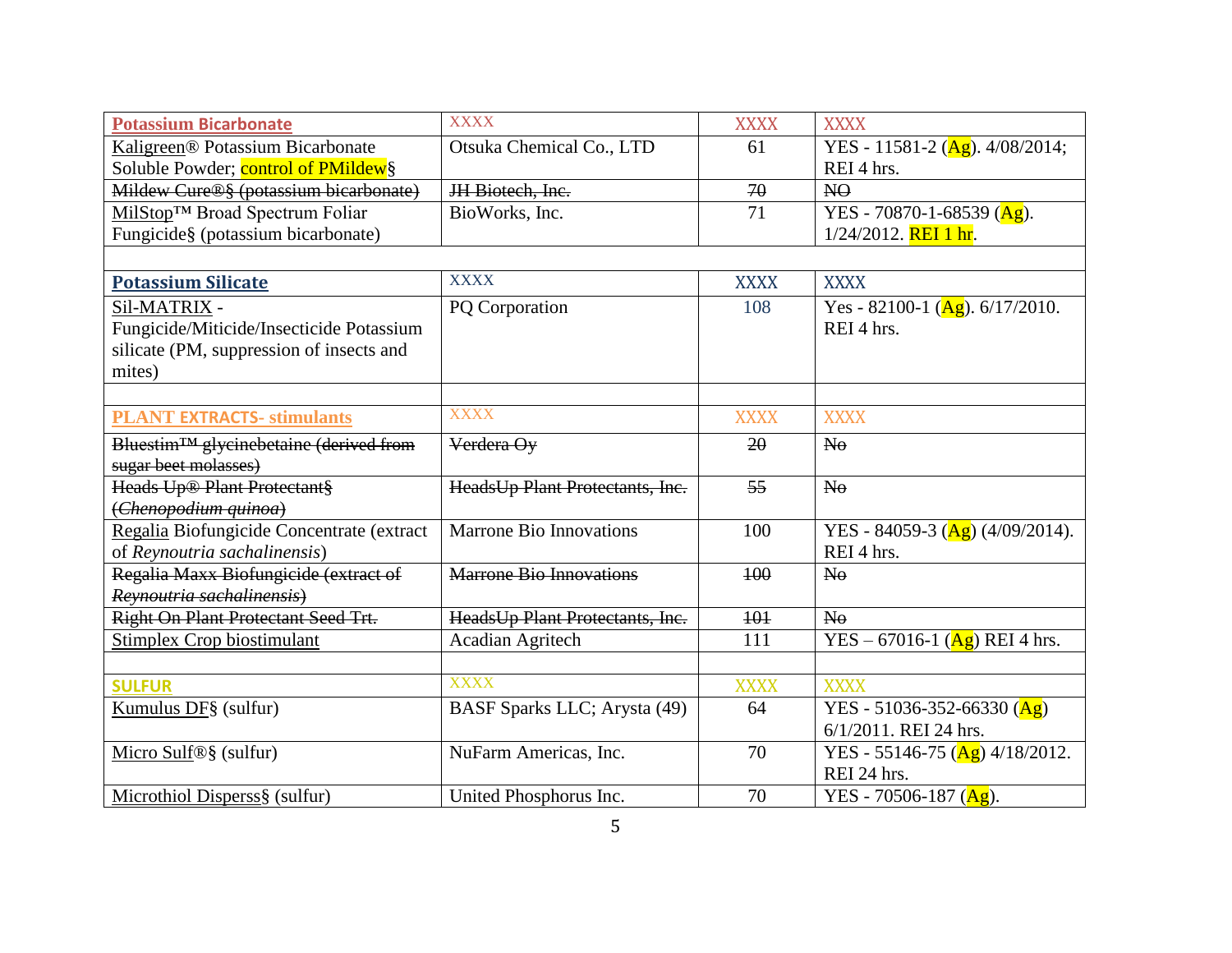| | | | |
|---|---|---|---|
| **Potassium Bicarbonate** | XXXX | XXXX | XXXX |
| Kaligreen® Potassium Bicarbonate Soluble Powder; control of PMildew§ | Otsuka Chemical Co., LTD | 61 | YES - 11581-2 (Ag). 4/08/2014; REI 4 hrs. |
| ~~Mildew Cure®§ (potassium bicarbonate)~~ | ~~JH Biotech, Inc.~~ | ~~70~~ | ~~NO~~ |
| MilStop™ Broad Spectrum Foliar Fungicide§ (potassium bicarbonate) | BioWorks, Inc. | 71 | YES - 70870-1-68539 (Ag). 1/24/2012. REI 1 hr. |
| | | | |
| **Potassium Silicate** | XXXX | XXXX | XXXX |
| Sil-MATRIX - Fungicide/Miticide/Insecticide Potassium silicate (PM, suppression of insects and mites) | PQ Corporation | 108 | Yes - 82100-1 (Ag). 6/17/2010. REI 4 hrs. |
| | | | |
| **PLANT EXTRACTS- stimulants** | XXXX | XXXX | XXXX |
| ~~Bluestim™ glycinebetaine (derived from sugar beet molasses)~~ | ~~Verdera Oy~~ | ~~20~~ | ~~No~~ |
| ~~Heads Up® Plant Protectant§ (*Chenopodium quinoa*)~~ | ~~HeadsUp Plant Protectants, Inc.~~ | ~~55~~ | ~~No~~ |
| Regalia Biofungicide Concentrate (extract of *Reynoutria sachalinensis*) | Marrone Bio Innovations | 100 | YES - 84059-3 (Ag) (4/09/2014). REI 4 hrs. |
| ~~Regalia Maxx Biofungicide (extract of *Reynoutria sachalinensis*)~~ | ~~Marrone Bio Innovations~~ | ~~100~~ | ~~No~~ |
| ~~Right On Plant Protectant Seed Trt.~~ | ~~HeadsUp Plant Protectants, Inc.~~ | ~~101~~ | ~~No~~ |
| Stimplex Crop biostimulant | Acadian Agritech | 111 | YES – 67016-1 (Ag) REI 4 hrs. |
| | | | |
| **SULFUR** | XXXX | XXXX | XXXX |
| Kumulus DF§ (sulfur) | BASF Sparks LLC; Arysta (49) | 64 | YES - 51036-352-66330 (Ag) 6/1/2011. REI 24 hrs. |
| Micro Sulf®§ (sulfur) | NuFarm Americas, Inc. | 70 | YES - 55146-75 (Ag) 4/18/2012. REI 24 hrs. |
| Microthiol Disperss§ (sulfur) | United Phosphorus Inc. | 70 | YES - 70506-187 (Ag). |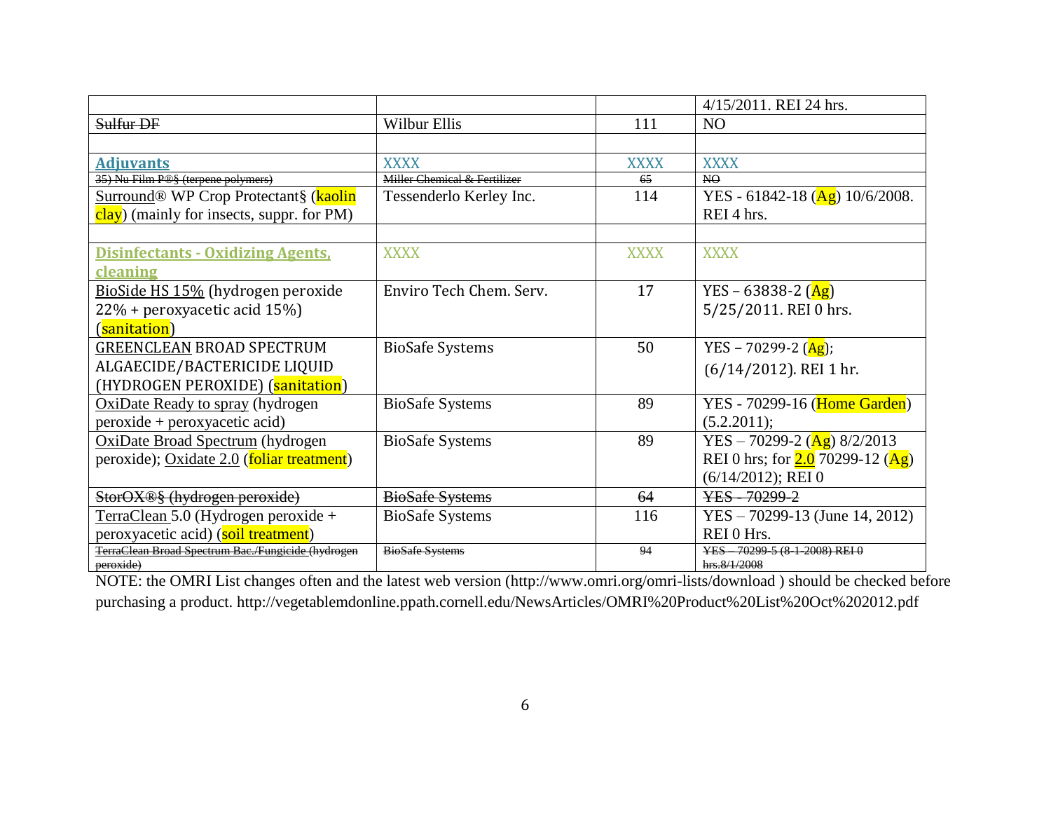| | | | |
|---|---|---|---|
| | | | 4/15/2011. REI 24 hrs. |
| ~~Sulfur DF~~ | Wilbur Ellis | 111 | NO |
| | | | |
| **Adjuvants** | XXXX | XXXX | XXXX |
| ~~35) Nu Film P®§ (terpene polymers)~~ | ~~Miller Chemical & Fertilizer~~ | ~~65~~ | ~~NO~~ |
| Surround® WP Crop Protectant§ (kaolin clay) (mainly for insects, suppr. for PM) | Tessenderlo Kerley Inc. | 114 | YES - 61842-18 (Ag) 10/6/2008. REI 4 hrs. |
| | | | |
| **Disinfectants - Oxidizing Agents, cleaning** | XXXX | XXXX | XXXX |
| BioSide HS 15% (hydrogen peroxide 22% + peroxyacetic acid 15%) (sanitation) | Enviro Tech Chem. Serv. | 17 | YES – 63838-2 (Ag) 5/25/2011. REI 0 hrs. |
| GREENCLEAN BROAD SPECTRUM ALGAECIDE/BACTERICIDE LIQUID (HYDROGEN PEROXIDE) (sanitation) | BioSafe Systems | 50 | YES – 70299-2 (Ag); (6/14/2012). REI 1 hr. |
| OxiDate Ready to spray (hydrogen peroxide + peroxyacetic acid) | BioSafe Systems | 89 | YES - 70299-16 (Home Garden) (5.2.2011); |
| OxiDate Broad Spectrum (hydrogen peroxide); Oxidate 2.0 (foliar treatment) | BioSafe Systems | 89 | YES – 70299-2 (Ag) 8/2/2013 REI 0 hrs; for 2.0 70299-12 (Ag) (6/14/2012); REI 0 |
| ~~StorOX®§ (hydrogen peroxide)~~ | ~~BioSafe Systems~~ | ~~64~~ | ~~YES - 70299-2~~ |
| TerraClean 5.0 (Hydrogen peroxide + peroxyacetic acid) (soil treatment) | BioSafe Systems | 116 | YES – 70299-13 (June 14, 2012) REI 0 Hrs. |
| ~~TerraClean Broad Spectrum Bac./Fungicide (hydrogen peroxide)~~ | ~~BioSafe Systems~~ | ~~94~~ | ~~YES – 70299-5 (8-1-2008) REI 0 hrs.8/1/2008~~ |

NOTE: the OMRI List changes often and the latest web version (http://www.omri.org/omri-lists/download ) should be checked before purchasing a product. http://vegetablemdonline.ppath.cornell.edu/NewsArticles/OMRI%20Product%20List%20Oct%202012.pdf